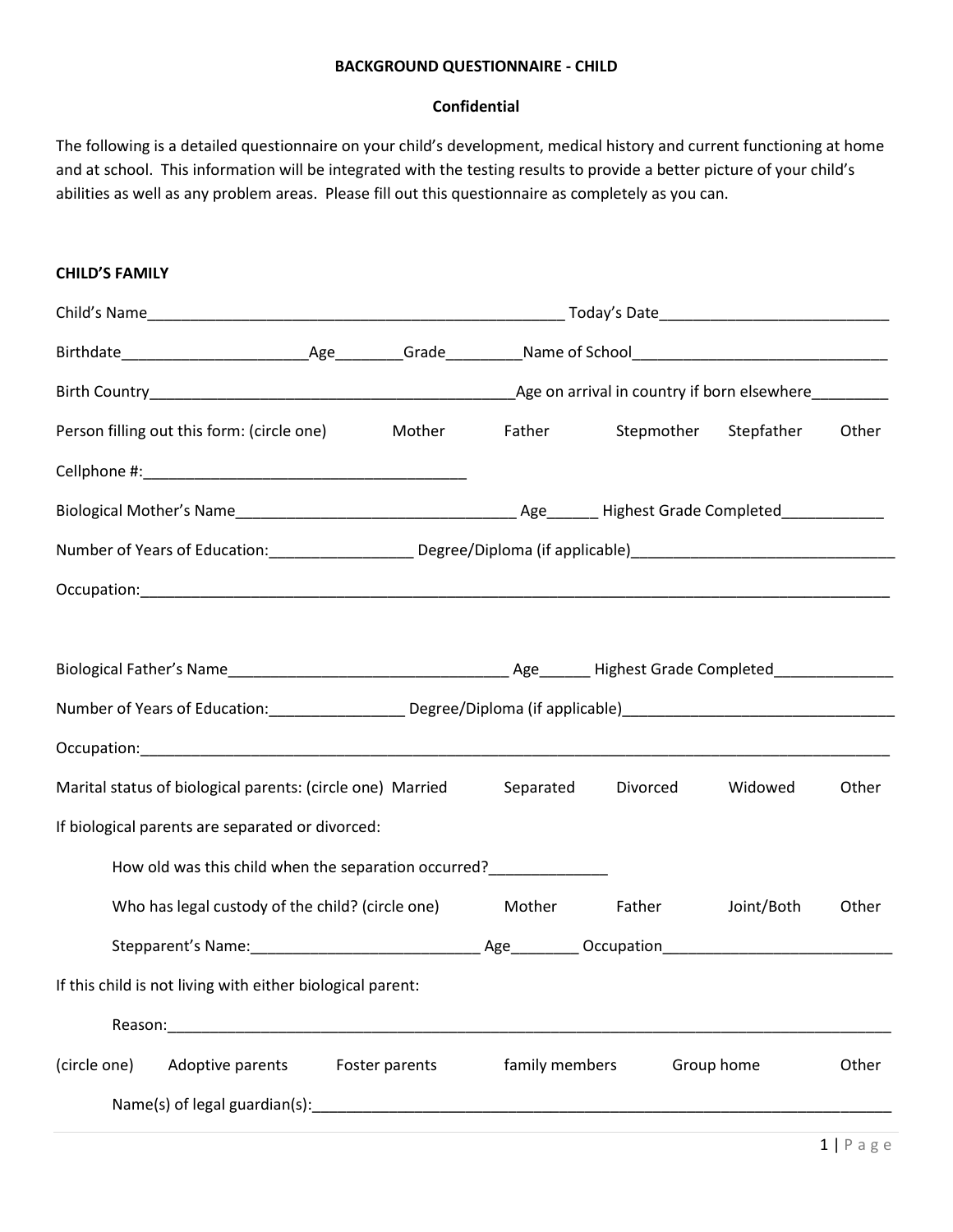# BACKGROUND QUESTIONNAIRE - CHILD

**Confidential**

The following is a detailed questionnaire on your child's development, medical history and current functioning at home and at school. This information will be integrated with the testing results to provide a better picture of your child's abilities as well as any problem areas. Please fill out this questionnaire as completely as you can.

## CHILD'S FAMILY

Child's Name__________________________________________________ Today's Date___________________________

Birthdate______________________Age________Grade_________Name of School______________________________

Birth Country__________________________________________Age on arrival in country if born elsewhere_________

Person filling out this form: (circle one) Mother Father Stepmother Stepfather Other

Cellphone #:______________________________________

Biological Mother's Name_________________________________ Age______ Highest Grade Completed____________

Number of Years of Education:_________________ Degree/Diploma (if applicable)_______________________________

Occupation:_____________________________________________________________________________________

Biological Father's Name_________________________________ Age______ Highest Grade Completed______________

Number of Years of Education:________________ Degree/Diploma (if applicable)_________________________________

Occupation:_____________________________________________________________________________________

Marital status of biological parents: (circle one) Married Separated Divorced Widowed Other

If biological parents are separated or divorced:

- How old was this child when the separation occurred?______________
- Who has legal custody of the child? (circle one) Mother Father Joint/Both Other
- Stepparent's Name:__________________________ Age________ Occupation___________________________

If this child is not living with either biological parent:

- Reason:_________________________________________________________________________________________

(circle one) Adoptive parents Foster parents family members Group home Other

- Name(s) of legal guardian(s):______________________________________________________________________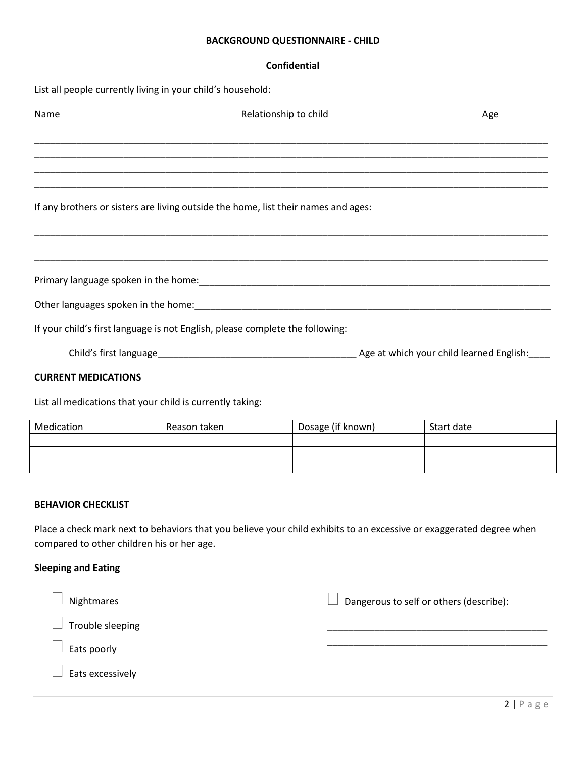**BACKGROUND QUESTIONNAIRE - CHILD**

**Confidential**

List all people currently living in your child's household:

| Name | Relationship to child | Age |
|---|---|---|
| | | |
| | | |
| | | |
| | | |

If any brothers or sisters are living outside the home, list their names and ages:

___________________________________________________________________________

___________________________________________________________________________

Primary language spoken in the home:___________________________________________

Other languages spoken in the home:___________________________________________

If your child's first language is not English, please complete the following:

Child's first language________________________________ Age at which your child learned English:____

**CURRENT MEDICATIONS**

List all medications that your child is currently taking:

| Medication | Reason taken | Dosage (if known) | Start date |
|---|---|---|---|
| | | | |
| | | | |
| | | | |

**BEHAVIOR CHECKLIST**

Place a check mark next to behaviors that you believe your child exhibits to an excessive or exaggerated degree when compared to other children his or her age.

**Sleeping and Eating**

- ☐ Nightmares
- ☐ Trouble sleeping
- ☐ Eats poorly
- ☐ Eats excessively
- ☐ Dangerous to self or others (describe):

___________________________________________

___________________________________________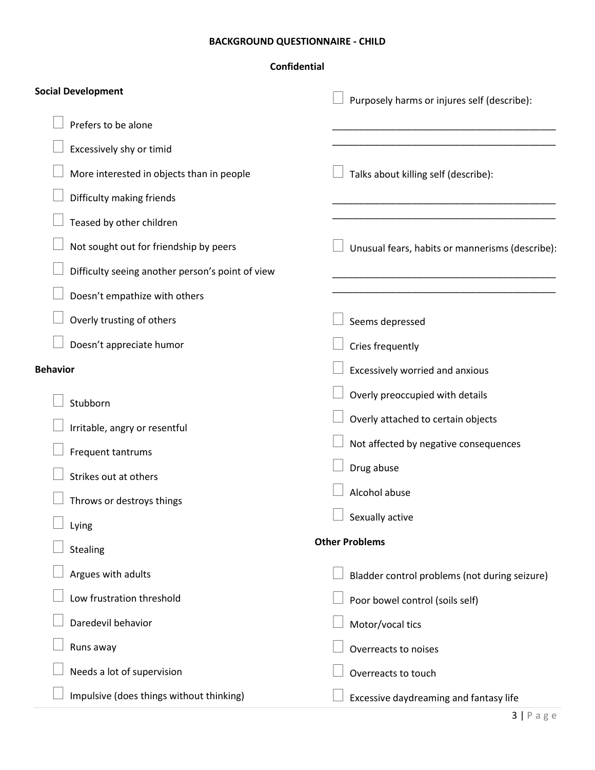**BACKGROUND QUESTIONNAIRE - CHILD**

**Confidential**

**Social Development**

- ☐ Prefers to be alone
- ☐ Excessively shy or timid
- ☐ More interested in objects than in people
- ☐ Difficulty making friends
- ☐ Teased by other children
- ☐ Not sought out for friendship by peers
- ☐ Difficulty seeing another person's point of view
- ☐ Doesn't empathize with others
- ☐ Overly trusting of others
- ☐ Doesn't appreciate humor

**Behavior**

- ☐ Stubborn
- ☐ Irritable, angry or resentful
- ☐ Frequent tantrums
- ☐ Strikes out at others
- ☐ Throws or destroys things
- ☐ Lying
- ☐ Stealing
- ☐ Argues with adults
- ☐ Low frustration threshold
- ☐ Daredevil behavior
- ☐ Runs away
- ☐ Needs a lot of supervision
- ☐ Impulsive (does things without thinking)
- ☐ Purposely harms or injures self (describe):

  ___________________________________________

  ___________________________________________

- ☐ Talks about killing self (describe):

  ___________________________________________

  ___________________________________________

- ☐ Unusual fears, habits or mannerisms (describe):

  ___________________________________________

  ___________________________________________

- ☐ Seems depressed
- ☐ Cries frequently
- ☐ Excessively worried and anxious
- ☐ Overly preoccupied with details
- ☐ Overly attached to certain objects
- ☐ Not affected by negative consequences
- ☐ Drug abuse
- ☐ Alcohol abuse
- ☐ Sexually active

**Other Problems**

- ☐ Bladder control problems (not during seizure)
- ☐ Poor bowel control (soils self)
- ☐ Motor/vocal tics
- ☐ Overreacts to noises
- ☐ Overreacts to touch
- ☐ Excessive daydreaming and fantasy life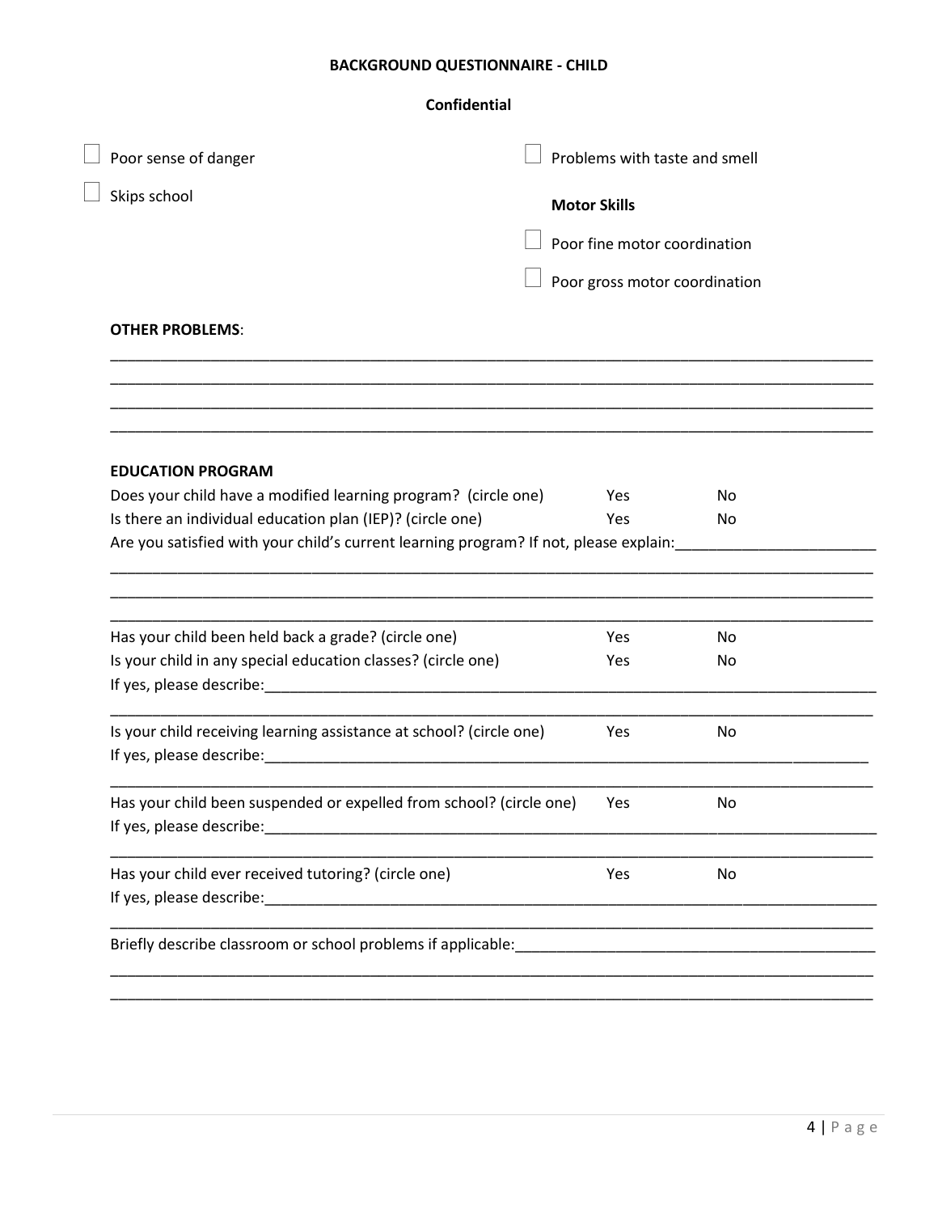**BACKGROUND QUESTIONNAIRE - CHILD**

**Confidential**

☐ Poor sense of danger

☐ Skips school

☐ Problems with taste and smell

**Motor Skills**

☐ Poor fine motor coordination

☐ Poor gross motor coordination

**OTHER PROBLEMS**:

________________________________________________________________________________________________
________________________________________________________________________________________________
________________________________________________________________________________________________
________________________________________________________________________________________________

**EDUCATION PROGRAM**

Does your child have a modified learning program? (circle one) Yes No

Is there an individual education plan (IEP)? (circle one) Yes No

Are you satisfied with your child's current learning program? If not, please explain:________________________
________________________________________________________________________________________________
________________________________________________________________________________________________
________________________________________________________________________________________________

Has your child been held back a grade? (circle one) Yes No

Is your child in any special education classes? (circle one) Yes No

If yes, please describe:__________________________________________________________________________
________________________________________________________________________________________________

Is your child receiving learning assistance at school? (circle one) Yes No

If yes, please describe:__________________________________________________________________________
________________________________________________________________________________________________

Has your child been suspended or expelled from school? (circle one) Yes No

If yes, please describe:__________________________________________________________________________
________________________________________________________________________________________________

Has your child ever received tutoring? (circle one) Yes No

If yes, please describe:__________________________________________________________________________
________________________________________________________________________________________________

Briefly describe classroom or school problems if applicable:____________________________________________
________________________________________________________________________________________________
________________________________________________________________________________________________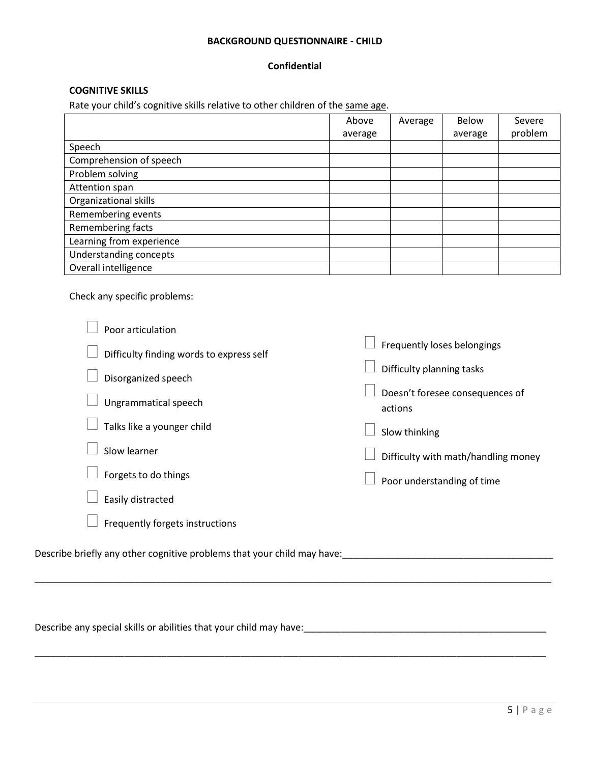**BACKGROUND QUESTIONNAIRE - CHILD**

**Confidential**

**COGNITIVE SKILLS**

Rate your child's cognitive skills relative to other children of the same age.

| | Above average | Average | Below average | Severe problem |
|---|---|---|---|---|
| Speech | | | | |
| Comprehension of speech | | | | |
| Problem solving | | | | |
| Attention span | | | | |
| Organizational skills | | | | |
| Remembering events | | | | |
| Remembering facts | | | | |
| Learning from experience | | | | |
| Understanding concepts | | | | |
| Overall intelligence | | | | |

Check any specific problems:

- ☐ Poor articulation
- ☐ Difficulty finding words to express self
- ☐ Disorganized speech
- ☐ Ungrammatical speech
- ☐ Talks like a younger child
- ☐ Slow learner
- ☐ Forgets to do things
- ☐ Easily distracted
- ☐ Frequently forgets instructions
- ☐ Frequently loses belongings
- ☐ Difficulty planning tasks
- ☐ Doesn't foresee consequences of actions
- ☐ Slow thinking
- ☐ Difficulty with math/handling money
- ☐ Poor understanding of time

Describe briefly any other cognitive problems that your child may have:_________________________________________

_____________________________________________________________________________________________________

Describe any special skills or abilities that your child may have:_______________________________________________

_____________________________________________________________________________________________________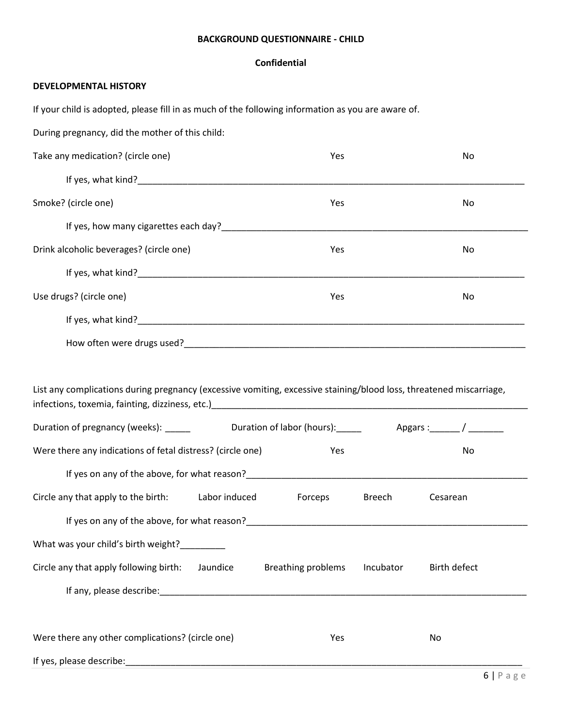**BACKGROUND QUESTIONNAIRE - CHILD**

**Confidential**

**DEVELOPMENTAL HISTORY**

If your child is adopted, please fill in as much of the following information as you are aware of.

During pregnancy, did the mother of this child:

Take any medication? (circle one)  Yes  No

If yes, what kind?___________________________________________________________________________

Smoke? (circle one)  Yes  No

If yes, how many cigarettes each day?_________________________________________________________

Drink alcoholic beverages? (circle one)  Yes  No

If yes, what kind?___________________________________________________________________________

Use drugs? (circle one)  Yes  No

If yes, what kind?___________________________________________________________________________

How often were drugs used?__________________________________________________________________

List any complications during pregnancy (excessive vomiting, excessive staining/blood loss, threatened miscarriage, infections, toxemia, fainting, dizziness, etc.)___________________________________________________________

Duration of pregnancy (weeks): _____  Duration of labor (hours):_____  Apgars :______ / _______

Were there any indications of fetal distress? (circle one)  Yes  No

If yes on any of the above, for what reason?_____________________________________________________

Circle any that apply to the birth:  Labor induced  Forceps  Breech  Cesarean

If yes on any of the above, for what reason?_____________________________________________________

What was your child's birth weight?_________

Circle any that apply following birth:  Jaundice  Breathing problems  Incubator  Birth defect

If any, please describe:_______________________________________________________________________

Were there any other complications? (circle one)  Yes  No

If yes, please describe:_________________________________________________________________________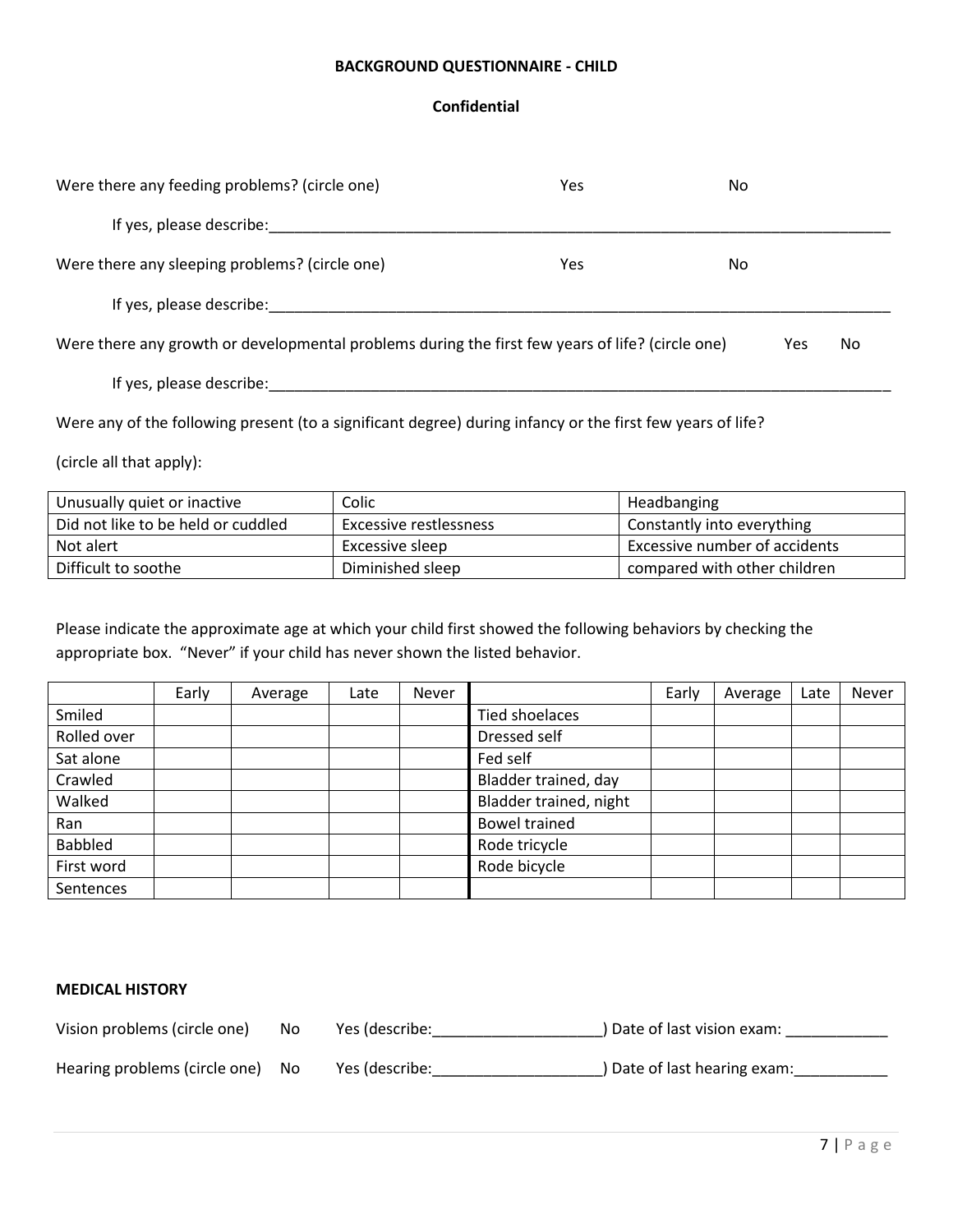**BACKGROUND QUESTIONNAIRE - CHILD**

**Confidential**

Were there any feeding problems? (circle one) Yes No

If yes, please describe:_______________________________________________________________________________

Were there any sleeping problems? (circle one) Yes No

If yes, please describe:_______________________________________________________________________________

Were there any growth or developmental problems during the first few years of life? (circle one) Yes No

If yes, please describe:_______________________________________________________________________________

Were any of the following present (to a significant degree) during infancy or the first few years of life?

(circle all that apply):

| Unusually quiet or inactive | Colic | Headbanging |
|---|---|---|
| Did not like to be held or cuddled | Excessive restlessness | Constantly into everything |
| Not alert | Excessive sleep | Excessive number of accidents |
| Difficult to soothe | Diminished sleep | compared with other children |

Please indicate the approximate age at which your child first showed the following behaviors by checking the appropriate box. "Never" if your child has never shown the listed behavior.

| | Early | Average | Late | Never | | Early | Average | Late | Never |
|---|---|---|---|---|---|---|---|---|---|
| Smiled | | | | | Tied shoelaces | | | | |
| Rolled over | | | | | Dressed self | | | | |
| Sat alone | | | | | Fed self | | | | |
| Crawled | | | | | Bladder trained, day | | | | |
| Walked | | | | | Bladder trained, night | | | | |
| Ran | | | | | Bowel trained | | | | |
| Babbled | | | | | Rode tricycle | | | | |
| First word | | | | | Rode bicycle | | | | |
| Sentences | | | | | | | | | |

**MEDICAL HISTORY**

Vision problems (circle one) No Yes (describe:____________________) Date of last vision exam: ____________

Hearing problems (circle one) No Yes (describe:____________________) Date of last hearing exam:___________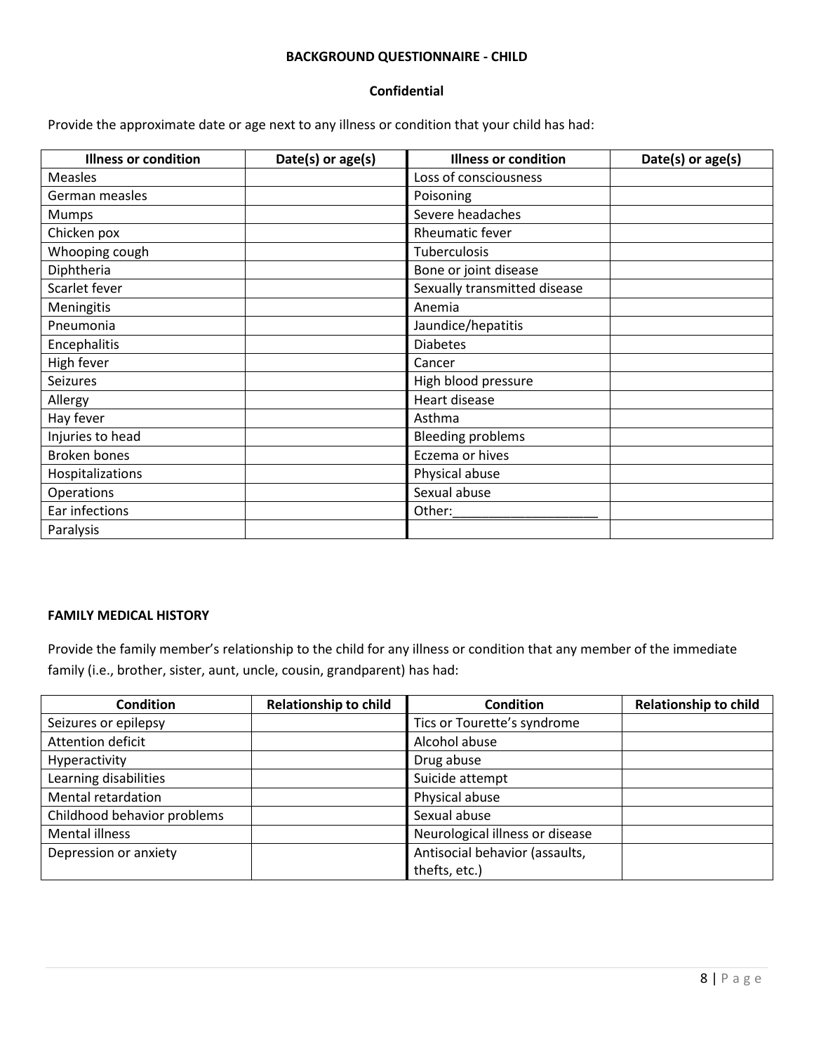**BACKGROUND QUESTIONNAIRE - CHILD**

**Confidential**

Provide the approximate date or age next to any illness or condition that your child has had:

| Illness or condition | Date(s) or age(s) | Illness or condition | Date(s) or age(s) |
|---|---|---|---|
| Measles | | Loss of consciousness | |
| German measles | | Poisoning | |
| Mumps | | Severe headaches | |
| Chicken pox | | Rheumatic fever | |
| Whooping cough | | Tuberculosis | |
| Diphtheria | | Bone or joint disease | |
| Scarlet fever | | Sexually transmitted disease | |
| Meningitis | | Anemia | |
| Pneumonia | | Jaundice/hepatitis | |
| Encephalitis | | Diabetes | |
| High fever | | Cancer | |
| Seizures | | High blood pressure | |
| Allergy | | Heart disease | |
| Hay fever | | Asthma | |
| Injuries to head | | Bleeding problems | |
| Broken bones | | Eczema or hives | |
| Hospitalizations | | Physical abuse | |
| Operations | | Sexual abuse | |
| Ear infections | | Other:____________________ | |
| Paralysis | | | |

**FAMILY MEDICAL HISTORY**

Provide the family member's relationship to the child for any illness or condition that any member of the immediate family (i.e., brother, sister, aunt, uncle, cousin, grandparent) has had:

| Condition | Relationship to child | Condition | Relationship to child |
|---|---|---|---|
| Seizures or epilepsy | | Tics or Tourette's syndrome | |
| Attention deficit | | Alcohol abuse | |
| Hyperactivity | | Drug abuse | |
| Learning disabilities | | Suicide attempt | |
| Mental retardation | | Physical abuse | |
| Childhood behavior problems | | Sexual abuse | |
| Mental illness | | Neurological illness or disease | |
| Depression or anxiety | | Antisocial behavior (assaults, thefts, etc.) | |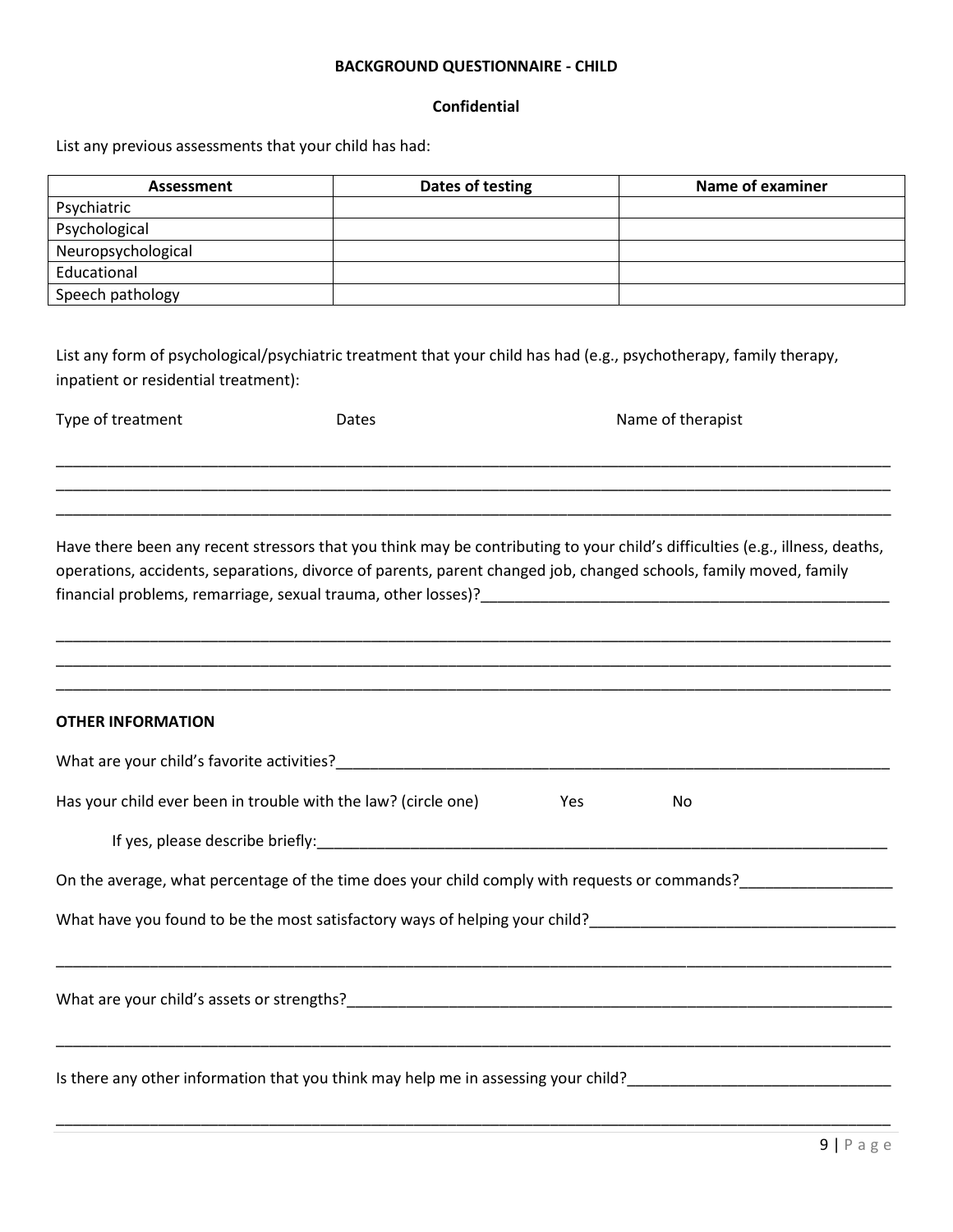**BACKGROUND QUESTIONNAIRE - CHILD**

**Confidential**

List any previous assessments that your child has had:

| Assessment | Dates of testing | Name of examiner |
|---|---|---|
| Psychiatric | | |
| Psychological | | |
| Neuropsychological | | |
| Educational | | |
| Speech pathology | | |

List any form of psychological/psychiatric treatment that your child has had (e.g., psychotherapy, family therapy, inpatient or residential treatment):

Type of treatment Dates Name of therapist

____________________________________________________________________________________________
____________________________________________________________________________________________
____________________________________________________________________________________________

Have there been any recent stressors that you think may be contributing to your child's difficulties (e.g., illness, deaths, operations, accidents, separations, divorce of parents, parent changed job, changed schools, family moved, family financial problems, remarriage, sexual trauma, other losses)?____________________________________________

____________________________________________________________________________________________
____________________________________________________________________________________________
____________________________________________________________________________________________

**OTHER INFORMATION**

What are your child's favorite activities?______________________________________________________________

Has your child ever been in trouble with the law? (circle one) Yes No

If yes, please describe briefly:______________________________________________________________

On the average, what percentage of the time does your child comply with requests or commands?_______________

What have you found to be the most satisfactory ways of helping your child?__________________________________

____________________________________________________________________________________________

What are your child's assets or strengths?______________________________________________________________

____________________________________________________________________________________________

Is there any other information that you think may help me in assessing your child?____________________________

____________________________________________________________________________________________